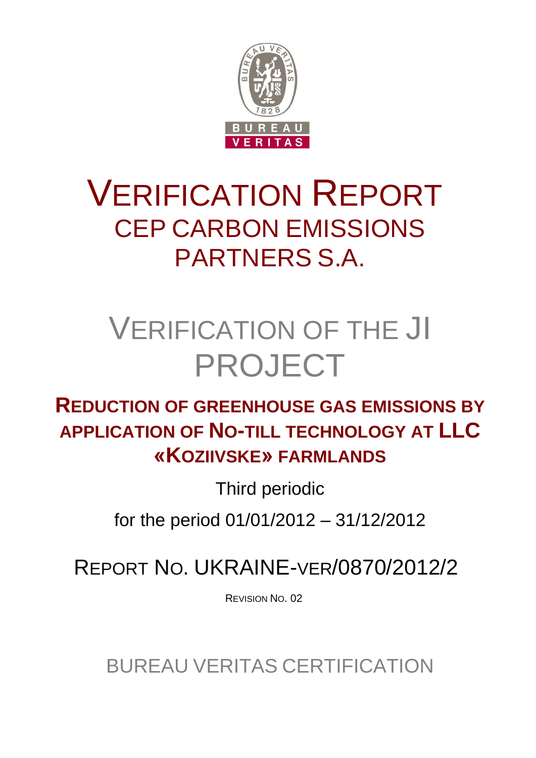# VERIFICATION REPORT

## CEP CARBON EMISSIONS PARTNERS S.A.

# VERIFICATION OF THE JI PROJECT

## REDUCTION OF GREENHOUSE GAS EMISSIONS BY APPLICATION OF NO-TILL TECHNOLOGY AT LLC «KOZIIVSKE» FARMLANDS

Third periodic

for the period 01/01/2012 – 31/12/2012

REPORT NO. UKRAINE-VER/0870/2012/2

REVISION NO. 02

BUREAU VERITAS CERTIFICATION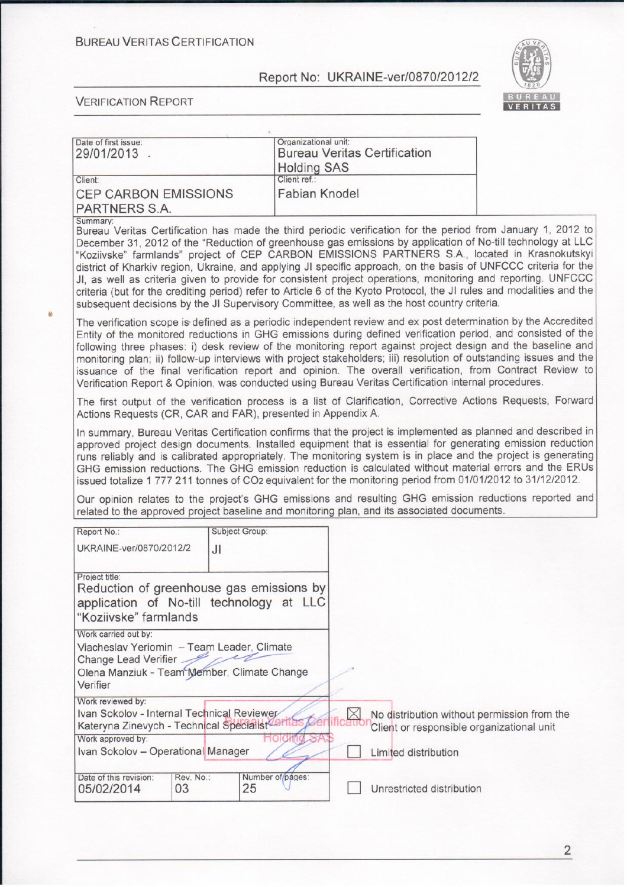BUREAU VERITAS CERTIFICATION

Report No: UKRAINE-ver/0870/2012/2

VERIFICATION REPORT

| Date of first issue: 29/01/2013 | Organizational unit: Bureau Veritas Certification Holding SAS |
|---|---|
| Client: CEP CARBON EMISSIONS PARTNERS S.A. | Client ref.: Fabian Knodel |

Summary:

Bureau Veritas Certification has made the third periodic verification for the period from January 1, 2012 to December 31, 2012 of the "Reduction of greenhouse gas emissions by application of No-till technology at LLC "Koziivske" farmlands" project of CEP CARBON EMISSIONS PARTNERS S.A., located in Krasnokutskyi district of Kharkiv region, Ukraine, and applying JI specific approach, on the basis of UNFCCC criteria for the JI, as well as criteria given to provide for consistent project operations, monitoring and reporting. UNFCCC criteria (but for the crediting period) refer to Article 6 of the Kyoto Protocol, the JI rules and modalities and the subsequent decisions by the JI Supervisory Committee, as well as the host country criteria.

The verification scope is defined as a periodic independent review and ex post determination by the Accredited Entity of the monitored reductions in GHG emissions during defined verification period, and consisted of the following three phases: i) desk review of the monitoring report against project design and the baseline and monitoring plan; ii) follow-up interviews with project stakeholders; iii) resolution of outstanding issues and the issuance of the final verification report and opinion. The overall verification, from Contract Review to Verification Report & Opinion, was conducted using Bureau Veritas Certification internal procedures.

The first output of the verification process is a list of Clarification, Corrective Actions Requests, Forward Actions Requests (CR, CAR and FAR), presented in Appendix A.

In summary, Bureau Veritas Certification confirms that the project is implemented as planned and described in approved project design documents. Installed equipment that is essential for generating emission reduction runs reliably and is calibrated appropriately. The monitoring system is in place and the project is generating GHG emission reductions. The GHG emission reduction is calculated without material errors and the ERUs issued totalize 1 777 211 tonnes of $CO_2$ equivalent for the monitoring period from 01/01/2012 to 31/12/2012.

Our opinion relates to the project's GHG emissions and resulting GHG emission reductions reported and related to the approved project baseline and monitoring plan, and its associated documents.

| Report No.: UKRAINE-ver/0870/2012/2 | Subject Group: JI | |
|---|---|---|
| Project title: Reduction of greenhouse gas emissions by application of No-till technology at LLC "Koziivske" farmlands | | |
| Work carried out by: Viacheslav Yeriomin – Team Leader, Climate Change Lead Verifier; Olena Manziuk - Team Member, Climate Change Verifier | | |
| Work reviewed by: Ivan Sokolov - Internal Technical Reviewer; Kateryna Zinevych - Technical Specialist | | |
| Work approved by: Ivan Sokolov – Operational Manager | | |
| Date of this revision: 05/02/2014 | Rev. No.: 03 | Number of pages: 25 |

☒ No distribution without permission from the Client or responsible organizational unit

☐ Limited distribution

☐ Unrestricted distribution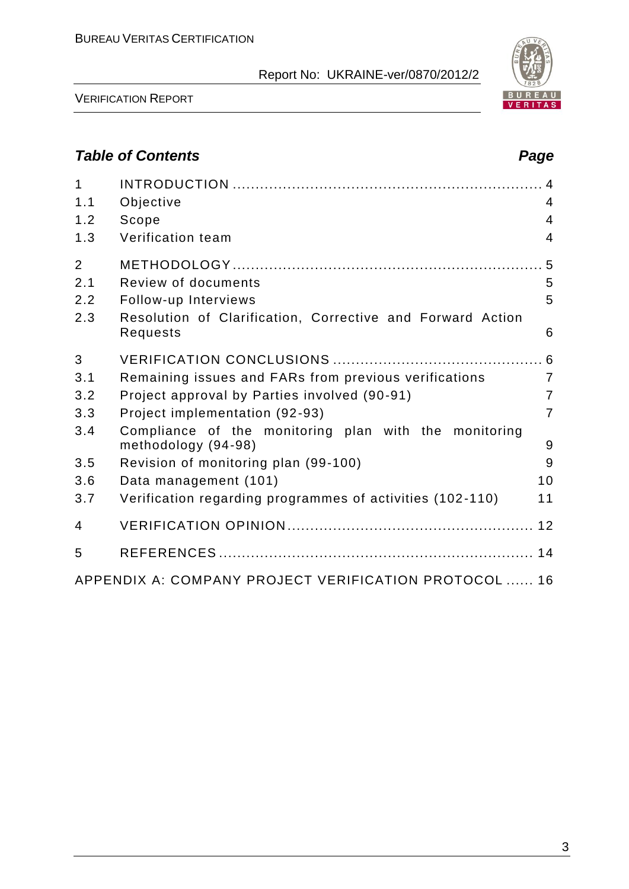## Table of Contents

| | | Page |
|---|---|---|
| 1 | INTRODUCTION | 4 |
| 1.1 | Objective | 4 |
| 1.2 | Scope | 4 |
| 1.3 | Verification team | 4 |
| 2 | METHODOLOGY | 5 |
| 2.1 | Review of documents | 5 |
| 2.2 | Follow-up Interviews | 5 |
| 2.3 | Resolution of Clarification, Corrective and Forward Action Requests | 6 |
| 3 | VERIFICATION CONCLUSIONS | 6 |
| 3.1 | Remaining issues and FARs from previous verifications | 7 |
| 3.2 | Project approval by Parties involved (90-91) | 7 |
| 3.3 | Project implementation (92-93) | 7 |
| 3.4 | Compliance of the monitoring plan with the monitoring methodology (94-98) | 9 |
| 3.5 | Revision of monitoring plan (99-100) | 9 |
| 3.6 | Data management (101) | 10 |
| 3.7 | Verification regarding programmes of activities (102-110) | 11 |
| 4 | VERIFICATION OPINION | 12 |
| 5 | REFERENCES | 14 |
| | APPENDIX A: COMPANY PROJECT VERIFICATION PROTOCOL | 16 |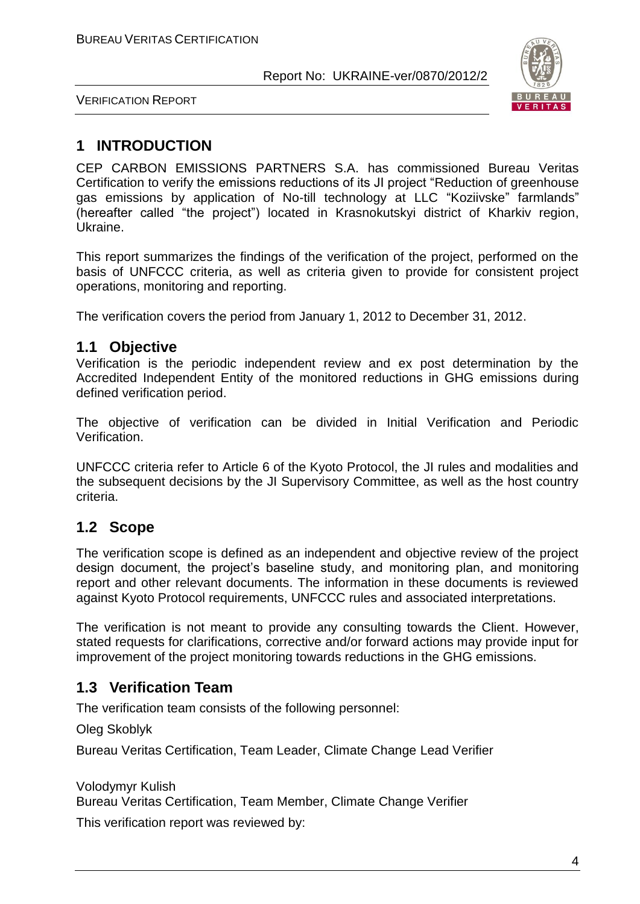# 1 INTRODUCTION

CEP CARBON EMISSIONS PARTNERS S.A. has commissioned Bureau Veritas Certification to verify the emissions reductions of its JI project "Reduction of greenhouse gas emissions by application of No-till technology at LLC "Koziivske" farmlands" (hereafter called "the project") located in Krasnokutskyi district of Kharkiv region, Ukraine.

This report summarizes the findings of the verification of the project, performed on the basis of UNFCCC criteria, as well as criteria given to provide for consistent project operations, monitoring and reporting.

The verification covers the period from January 1, 2012 to December 31, 2012.

## 1.1 Objective

Verification is the periodic independent review and ex post determination by the Accredited Independent Entity of the monitored reductions in GHG emissions during defined verification period.

The objective of verification can be divided in Initial Verification and Periodic Verification.

UNFCCC criteria refer to Article 6 of the Kyoto Protocol, the JI rules and modalities and the subsequent decisions by the JI Supervisory Committee, as well as the host country criteria.

## 1.2 Scope

The verification scope is defined as an independent and objective review of the project design document, the project's baseline study, and monitoring plan, and monitoring report and other relevant documents. The information in these documents is reviewed against Kyoto Protocol requirements, UNFCCC rules and associated interpretations.

The verification is not meant to provide any consulting towards the Client. However, stated requests for clarifications, corrective and/or forward actions may provide input for improvement of the project monitoring towards reductions in the GHG emissions.

## 1.3 Verification Team

The verification team consists of the following personnel:

Oleg Skoblyk

Bureau Veritas Certification, Team Leader, Climate Change Lead Verifier

Volodymyr Kulish

Bureau Veritas Certification, Team Member, Climate Change Verifier

This verification report was reviewed by: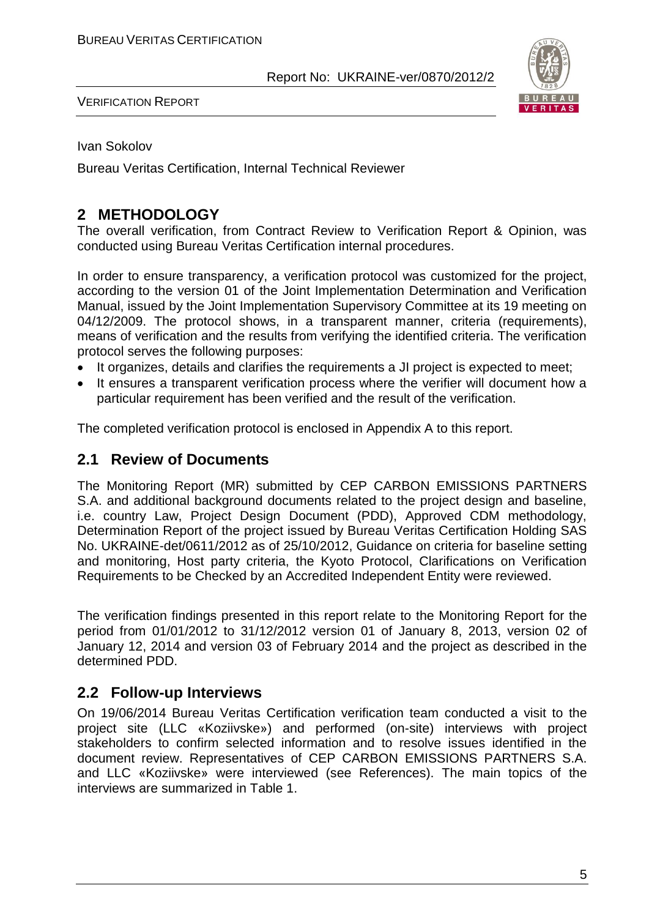Ivan Sokolov

Bureau Veritas Certification, Internal Technical Reviewer

## 2 METHODOLOGY

The overall verification, from Contract Review to Verification Report & Opinion, was conducted using Bureau Veritas Certification internal procedures.

In order to ensure transparency, a verification protocol was customized for the project, according to the version 01 of the Joint Implementation Determination and Verification Manual, issued by the Joint Implementation Supervisory Committee at its 19 meeting on 04/12/2009. The protocol shows, in a transparent manner, criteria (requirements), means of verification and the results from verifying the identified criteria. The verification protocol serves the following purposes:

- It organizes, details and clarifies the requirements a JI project is expected to meet;
- It ensures a transparent verification process where the verifier will document how a particular requirement has been verified and the result of the verification.

The completed verification protocol is enclosed in Appendix A to this report.

### 2.1 Review of Documents

The Monitoring Report (MR) submitted by CEP CARBON EMISSIONS PARTNERS S.A. and additional background documents related to the project design and baseline, i.e. country Law, Project Design Document (PDD), Approved CDM methodology, Determination Report of the project issued by Bureau Veritas Certification Holding SAS No. UKRAINE-det/0611/2012 as of 25/10/2012, Guidance on criteria for baseline setting and monitoring, Host party criteria, the Kyoto Protocol, Clarifications on Verification Requirements to be Checked by an Accredited Independent Entity were reviewed.

The verification findings presented in this report relate to the Monitoring Report for the period from 01/01/2012 to 31/12/2012 version 01 of January 8, 2013, version 02 of January 12, 2014 and version 03 of February 2014 and the project as described in the determined PDD.

### 2.2 Follow-up Interviews

On 19/06/2014 Bureau Veritas Certification verification team conducted a visit to the project site (LLC «Koziivske») and performed (on-site) interviews with project stakeholders to confirm selected information and to resolve issues identified in the document review. Representatives of CEP CARBON EMISSIONS PARTNERS S.A. and LLC «Koziivske» were interviewed (see References). The main topics of the interviews are summarized in Table 1.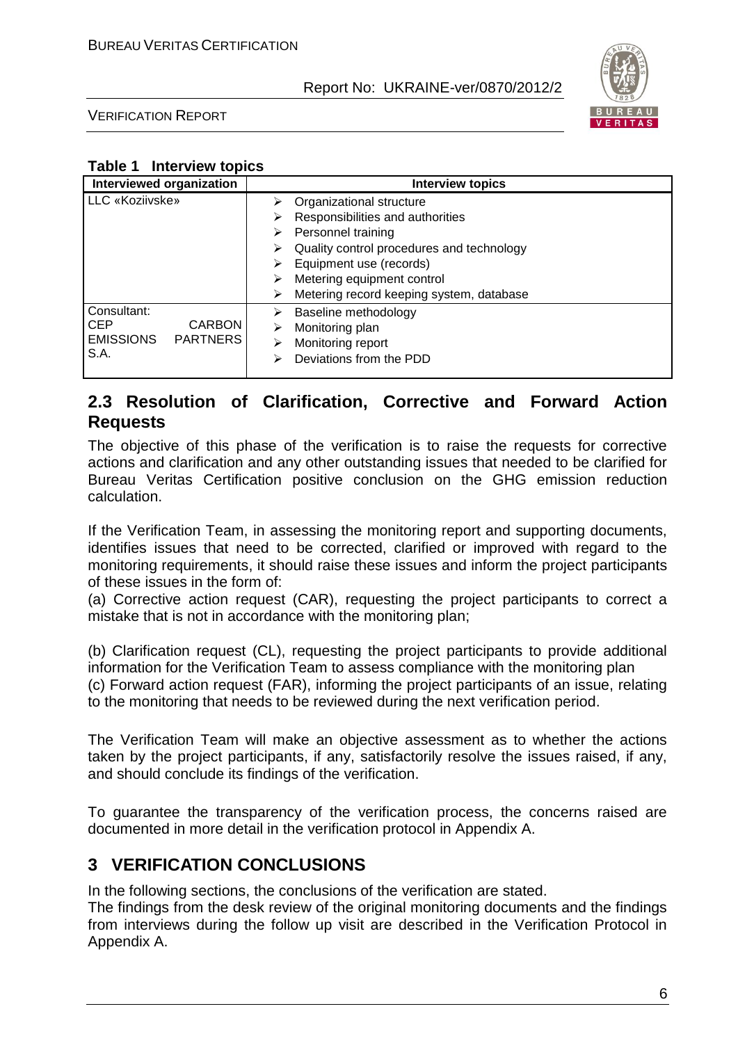**Table 1 Interview topics**

| Interviewed organization | Interview topics |
|---|---|
| LLC «Koziivske» | ➢ Organizational structure<br>➢ Responsibilities and authorities<br>➢ Personnel training<br>➢ Quality control procedures and technology<br>➢ Equipment use (records)<br>➢ Metering equipment control<br>➢ Metering record keeping system, database |
| Consultant: CEP CARBON EMISSIONS PARTNERS S.A. | ➢ Baseline methodology<br>➢ Monitoring plan<br>➢ Monitoring report<br>➢ Deviations from the PDD |

## 2.3 Resolution of Clarification, Corrective and Forward Action Requests

The objective of this phase of the verification is to raise the requests for corrective actions and clarification and any other outstanding issues that needed to be clarified for Bureau Veritas Certification positive conclusion on the GHG emission reduction calculation.

If the Verification Team, in assessing the monitoring report and supporting documents, identifies issues that need to be corrected, clarified or improved with regard to the monitoring requirements, it should raise these issues and inform the project participants of these issues in the form of:

(a) Corrective action request (CAR), requesting the project participants to correct a mistake that is not in accordance with the monitoring plan;

(b) Clarification request (CL), requesting the project participants to provide additional information for the Verification Team to assess compliance with the monitoring plan
(c) Forward action request (FAR), informing the project participants of an issue, relating to the monitoring that needs to be reviewed during the next verification period.

The Verification Team will make an objective assessment as to whether the actions taken by the project participants, if any, satisfactorily resolve the issues raised, if any, and should conclude its findings of the verification.

To guarantee the transparency of the verification process, the concerns raised are documented in more detail in the verification protocol in Appendix A.

# 3 VERIFICATION CONCLUSIONS

In the following sections, the conclusions of the verification are stated.
The findings from the desk review of the original monitoring documents and the findings from interviews during the follow up visit are described in the Verification Protocol in Appendix A.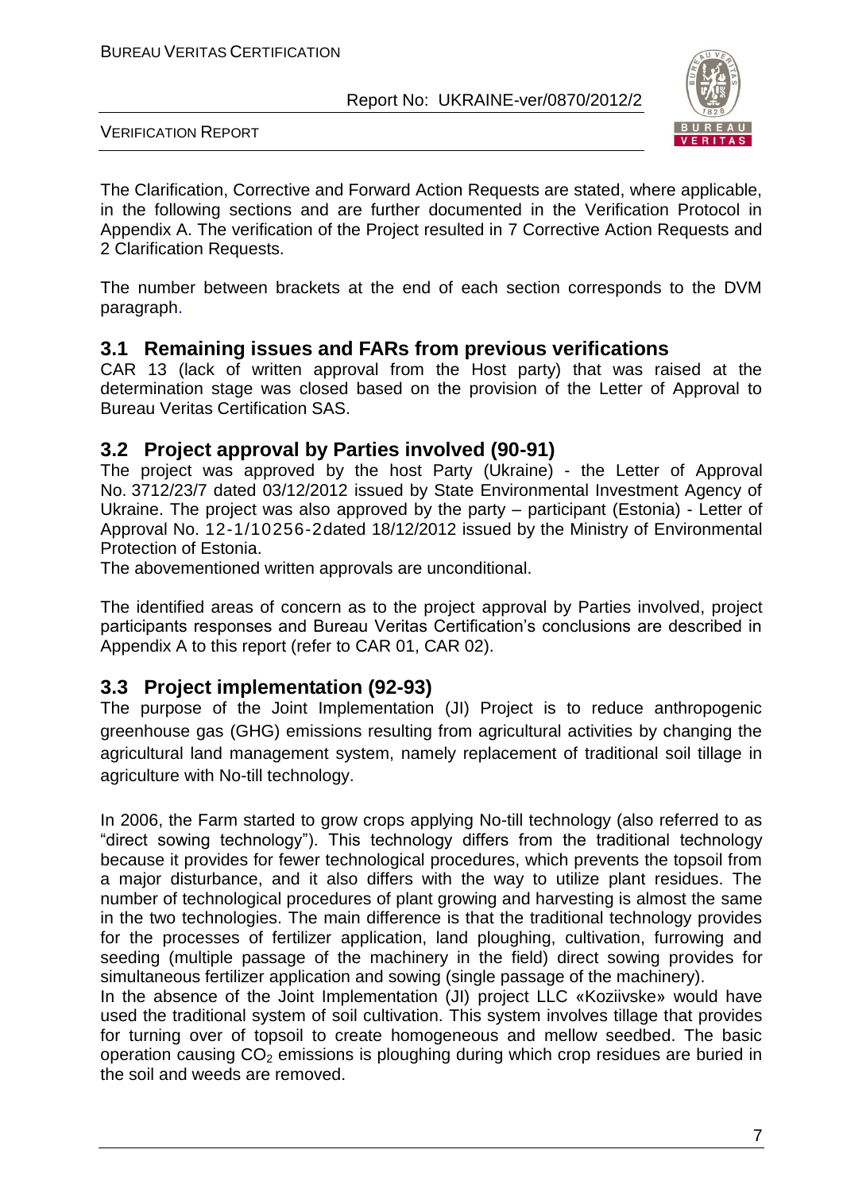The Clarification, Corrective and Forward Action Requests are stated, where applicable, in the following sections and are further documented in the Verification Protocol in Appendix A. The verification of the Project resulted in 7 Corrective Action Requests and 2 Clarification Requests.

The number between brackets at the end of each section corresponds to the DVM paragraph.

## 3.1 Remaining issues and FARs from previous verifications

CAR 13 (lack of written approval from the Host party) that was raised at the determination stage was closed based on the provision of the Letter of Approval to Bureau Veritas Certification SAS.

## 3.2 Project approval by Parties involved (90-91)

The project was approved by the host Party (Ukraine) - the Letter of Approval No. 3712/23/7 dated 03/12/2012 issued by State Environmental Investment Agency of Ukraine. The project was also approved by the party – participant (Estonia) - Letter of Approval No. 12-1/10256-2dated 18/12/2012 issued by the Ministry of Environmental Protection of Estonia.

The abovementioned written approvals are unconditional.

The identified areas of concern as to the project approval by Parties involved, project participants responses and Bureau Veritas Certification's conclusions are described in Appendix A to this report (refer to CAR 01, CAR 02).

## 3.3 Project implementation (92-93)

The purpose of the Joint Implementation (JI) Project is to reduce anthropogenic greenhouse gas (GHG) emissions resulting from agricultural activities by changing the agricultural land management system, namely replacement of traditional soil tillage in agriculture with No-till technology.

In 2006, the Farm started to grow crops applying No-till technology (also referred to as "direct sowing technology"). This technology differs from the traditional technology because it provides for fewer technological procedures, which prevents the topsoil from a major disturbance, and it also differs with the way to utilize plant residues. The number of technological procedures of plant growing and harvesting is almost the same in the two technologies. The main difference is that the traditional technology provides for the processes of fertilizer application, land ploughing, cultivation, furrowing and seeding (multiple passage of the machinery in the field) direct sowing provides for simultaneous fertilizer application and sowing (single passage of the machinery).

In the absence of the Joint Implementation (JI) project LLC «Koziivske» would have used the traditional system of soil cultivation. This system involves tillage that provides for turning over of topsoil to create homogeneous and mellow seedbed. The basic operation causing $CO_2$ emissions is ploughing during which crop residues are buried in the soil and weeds are removed.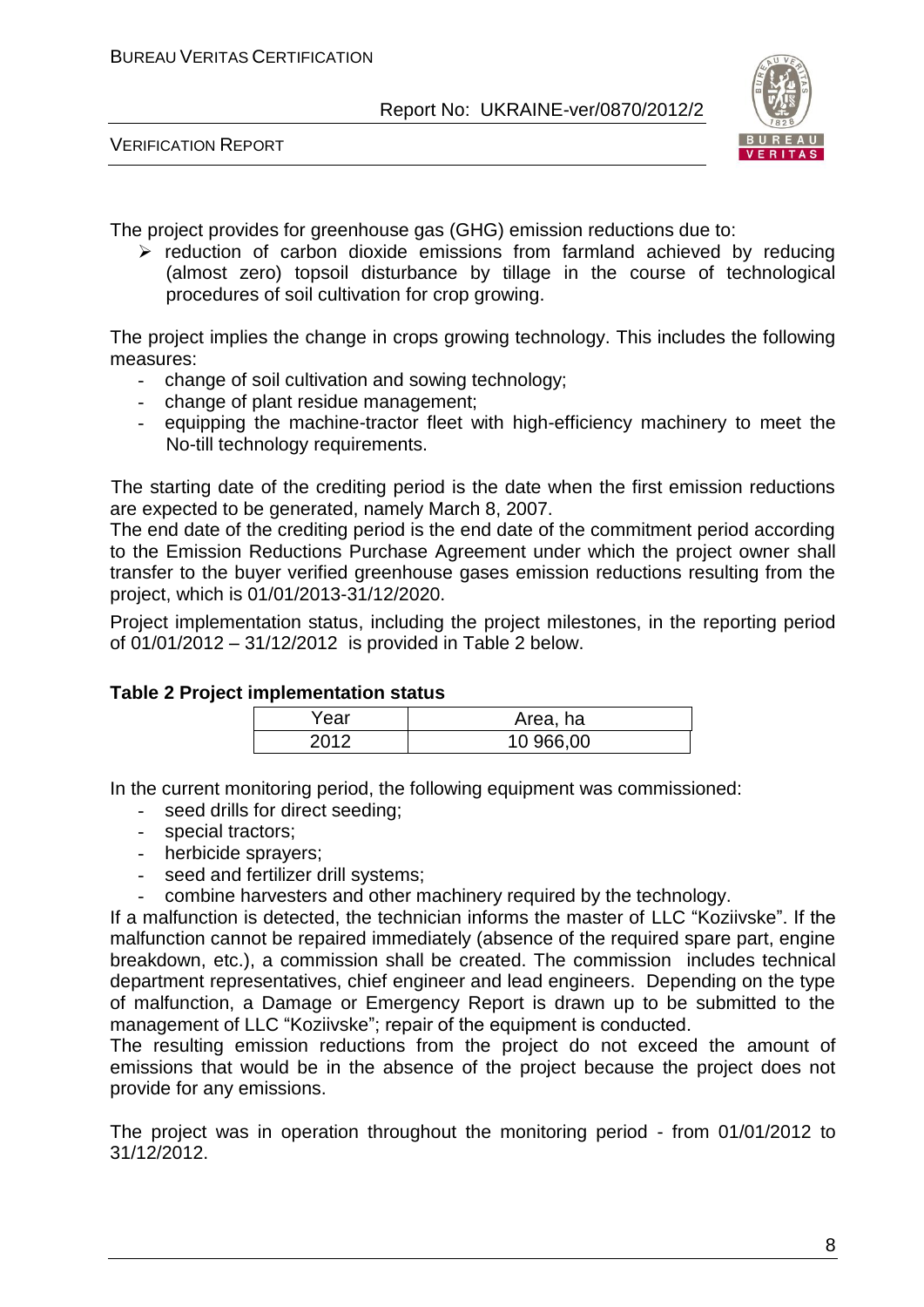The project provides for greenhouse gas (GHG) emission reductions due to:

- reduction of carbon dioxide emissions from farmland achieved by reducing (almost zero) topsoil disturbance by tillage in the course of technological procedures of soil cultivation for crop growing.

The project implies the change in crops growing technology. This includes the following measures:

- change of soil cultivation and sowing technology;
- change of plant residue management;
- equipping the machine-tractor fleet with high-efficiency machinery to meet the No-till technology requirements.

The starting date of the crediting period is the date when the first emission reductions are expected to be generated, namely March 8, 2007.

The end date of the crediting period is the end date of the commitment period according to the Emission Reductions Purchase Agreement under which the project owner shall transfer to the buyer verified greenhouse gases emission reductions resulting from the project, which is 01/01/2013-31/12/2020.

Project implementation status, including the project milestones, in the reporting period of 01/01/2012 – 31/12/2012 is provided in Table 2 below.

**Table 2 Project implementation status**

| Year | Area, ha |
|---|---|
| 2012 | 10 966,00 |

In the current monitoring period, the following equipment was commissioned:

- seed drills for direct seeding;
- special tractors;
- herbicide sprayers;
- seed and fertilizer drill systems;
- combine harvesters and other machinery required by the technology.

If a malfunction is detected, the technician informs the master of LLC "Koziivske". If the malfunction cannot be repaired immediately (absence of the required spare part, engine breakdown, etc.), a commission shall be created. The commission includes technical department representatives, chief engineer and lead engineers. Depending on the type of malfunction, a Damage or Emergency Report is drawn up to be submitted to the management of LLC "Koziivske"; repair of the equipment is conducted.

The resulting emission reductions from the project do not exceed the amount of emissions that would be in the absence of the project because the project does not provide for any emissions.

The project was in operation throughout the monitoring period - from 01/01/2012 to 31/12/2012.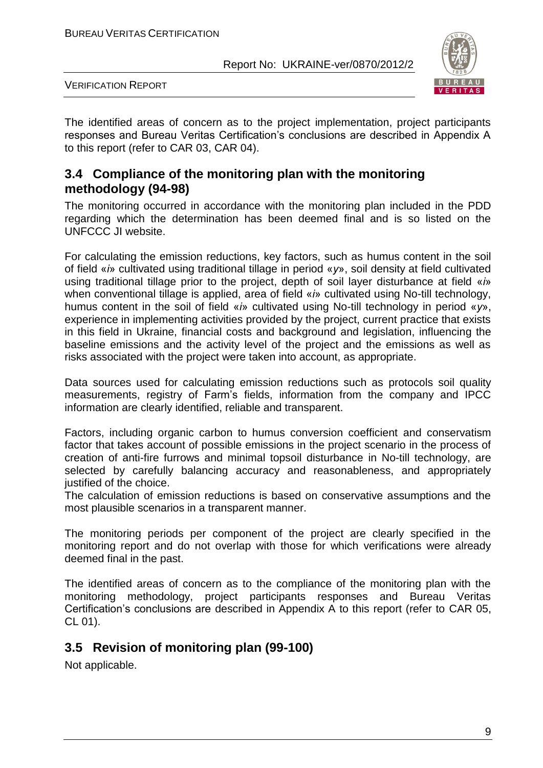The identified areas of concern as to the project implementation, project participants responses and Bureau Veritas Certification's conclusions are described in Appendix A to this report (refer to CAR 03, CAR 04).

## 3.4 Compliance of the monitoring plan with the monitoring methodology (94-98)

The monitoring occurred in accordance with the monitoring plan included in the PDD regarding which the determination has been deemed final and is so listed on the UNFCCC JI website.

For calculating the emission reductions, key factors, such as humus content in the soil of field «*i*» cultivated using traditional tillage in period «*y*», soil density at field cultivated using traditional tillage prior to the project, depth of soil layer disturbance at field «*i*» when conventional tillage is applied, area of field «*i*» cultivated using No-till technology, humus content in the soil of field «*i*» cultivated using No-till technology in period «*y*», experience in implementing activities provided by the project, current practice that exists in this field in Ukraine, financial costs and background and legislation, influencing the baseline emissions and the activity level of the project and the emissions as well as risks associated with the project were taken into account, as appropriate.

Data sources used for calculating emission reductions such as protocols soil quality measurements, registry of Farm's fields, information from the company and IPCC information are clearly identified, reliable and transparent.

Factors, including organic carbon to humus conversion coefficient and conservatism factor that takes account of possible emissions in the project scenario in the process of creation of anti-fire furrows and minimal topsoil disturbance in No-till technology, are selected by carefully balancing accuracy and reasonableness, and appropriately justified of the choice.

The calculation of emission reductions is based on conservative assumptions and the most plausible scenarios in a transparent manner.

The monitoring periods per component of the project are clearly specified in the monitoring report and do not overlap with those for which verifications were already deemed final in the past.

The identified areas of concern as to the compliance of the monitoring plan with the monitoring methodology, project participants responses and Bureau Veritas Certification's conclusions are described in Appendix A to this report (refer to CAR 05, CL 01).

## 3.5 Revision of monitoring plan (99-100)

Not applicable.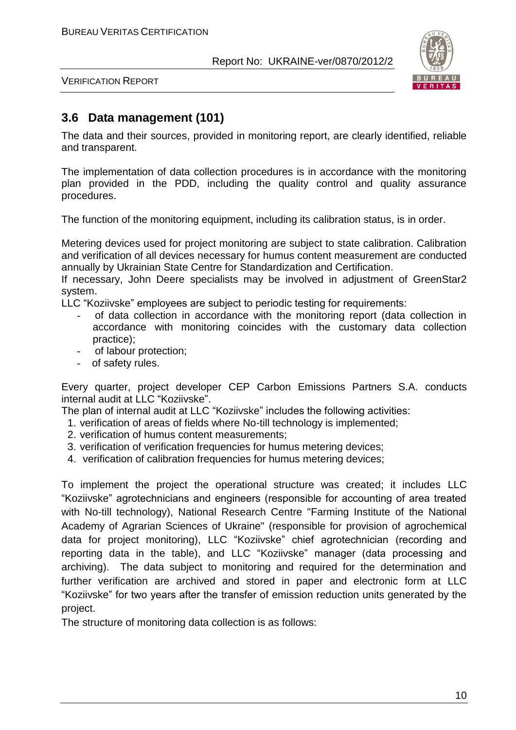## 3.6 Data management (101)

The data and their sources, provided in monitoring report, are clearly identified, reliable and transparent.

The implementation of data collection procedures is in accordance with the monitoring plan provided in the PDD, including the quality control and quality assurance procedures.

The function of the monitoring equipment, including its calibration status, is in order.

Metering devices used for project monitoring are subject to state calibration. Calibration and verification of all devices necessary for humus content measurement are conducted annually by Ukrainian State Centre for Standardization and Certification.

If necessary, John Deere specialists may be involved in adjustment of GreenStar2 system.

LLC "Koziivske" employees are subject to periodic testing for requirements:

- of data collection in accordance with the monitoring report (data collection in accordance with monitoring coincides with the customary data collection practice);
- of labour protection;
- of safety rules.

Every quarter, project developer CEP Carbon Emissions Partners S.A. conducts internal audit at LLC "Koziivske".

The plan of internal audit at LLC "Koziivske" includes the following activities:

1. verification of areas of fields where No-till technology is implemented;
2. verification of humus content measurements;
3. verification of verification frequencies for humus metering devices;
4. verification of calibration frequencies for humus metering devices;

To implement the project the operational structure was created; it includes LLC "Koziivske" agrotechnicians and engineers (responsible for accounting of area treated with No-till technology), National Research Centre "Farming Institute of the National Academy of Agrarian Sciences of Ukraine" (responsible for provision of agrochemical data for project monitoring), LLC "Koziivske" chief agrotechnician (recording and reporting data in the table), and LLC "Koziivske" manager (data processing and archiving). The data subject to monitoring and required for the determination and further verification are archived and stored in paper and electronic form at LLC "Koziivske" for two years after the transfer of emission reduction units generated by the project.

The structure of monitoring data collection is as follows: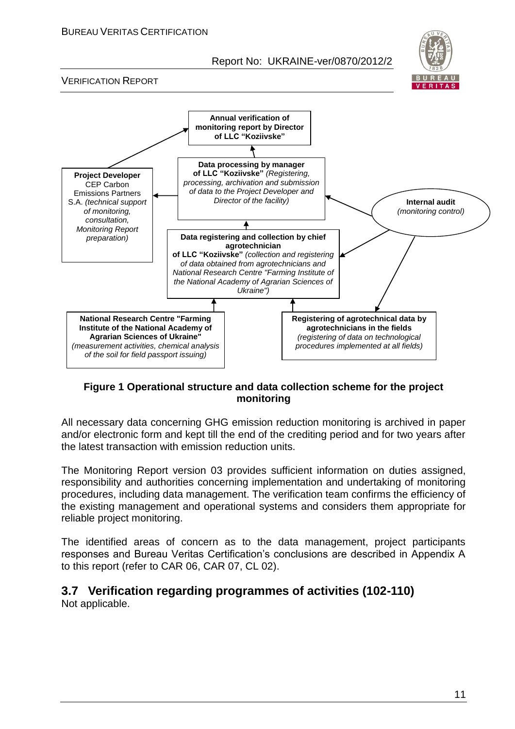**Annual verification of monitoring report by Director of LLC "Koziivske"**

**Data processing by manager of LLC "Koziivske"** *(Registering, processing, archivation and submission of data to the Project Developer and Director of the facility)*

**Project Developer** CEP Carbon Emissions Partners S.A. *(technical support of monitoring, consultation, Monitoring Report preparation)*

**Internal audit** *(monitoring control)*

**Data registering and collection by chief agrotechnician of LLC "Koziivske"** *(collection and registering of data obtained from agrotechnicians and National Research Centre "Farming Institute of the National Academy of Agrarian Sciences of Ukraine")*

**National Research Centre "Farming Institute of the National Academy of Agrarian Sciences of Ukraine"** *(measurement activities, chemical analysis of the soil for field passport issuing)*

**Registering of agrotechnical data by agrotechnicians in the fields** *(registering of data on technological procedures implemented at all fields)*

**Figure 1 Operational structure and data collection scheme for the project monitoring**

All necessary data concerning GHG emission reduction monitoring is archived in paper and/or electronic form and kept till the end of the crediting period and for two years after the latest transaction with emission reduction units.

The Monitoring Report version 03 provides sufficient information on duties assigned, responsibility and authorities concerning implementation and undertaking of monitoring procedures, including data management. The verification team confirms the efficiency of the existing management and operational systems and considers them appropriate for reliable project monitoring.

The identified areas of concern as to the data management, project participants responses and Bureau Veritas Certification's conclusions are described in Appendix A to this report (refer to CAR 06, CAR 07, CL 02).

## 3.7 Verification regarding programmes of activities (102-110)

Not applicable.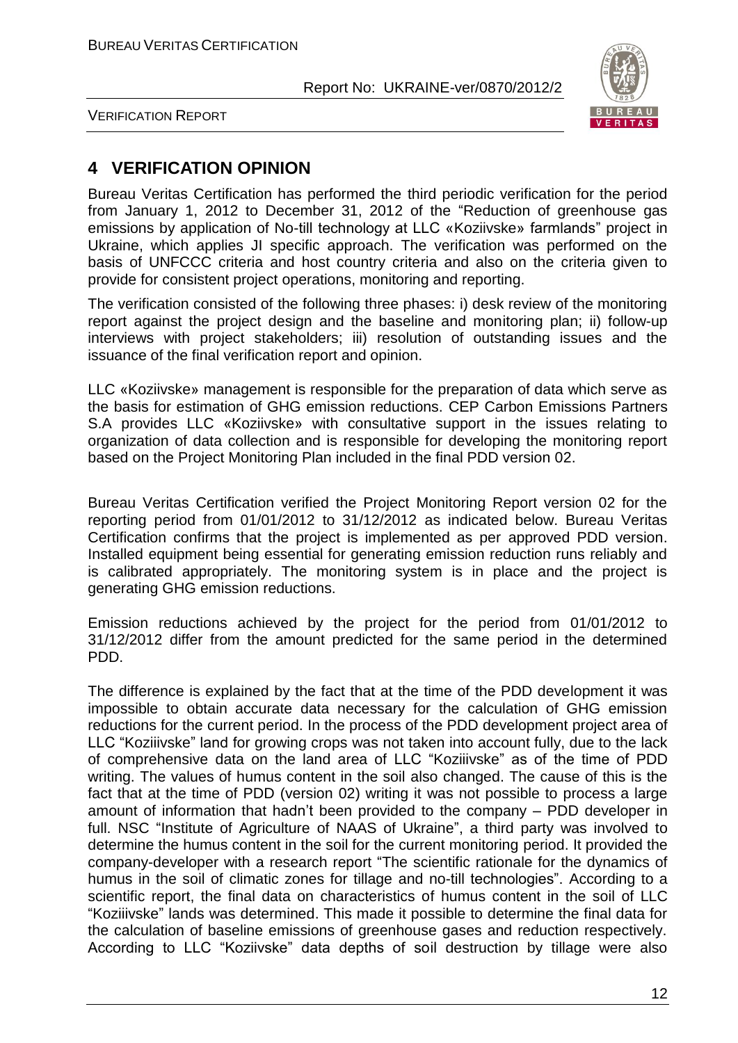## 4 VERIFICATION OPINION

Bureau Veritas Certification has performed the third periodic verification for the period from January 1, 2012 to December 31, 2012 of the "Reduction of greenhouse gas emissions by application of No-till technology at LLC «Koziivske» farmlands" project in Ukraine, which applies JI specific approach. The verification was performed on the basis of UNFCCC criteria and host country criteria and also on the criteria given to provide for consistent project operations, monitoring and reporting.

The verification consisted of the following three phases: i) desk review of the monitoring report against the project design and the baseline and monitoring plan; ii) follow-up interviews with project stakeholders; iii) resolution of outstanding issues and the issuance of the final verification report and opinion.

LLC «Koziivske» management is responsible for the preparation of data which serve as the basis for estimation of GHG emission reductions. CEP Carbon Emissions Partners S.A provides LLC «Koziivske» with consultative support in the issues relating to organization of data collection and is responsible for developing the monitoring report based on the Project Monitoring Plan included in the final PDD version 02.

Bureau Veritas Certification verified the Project Monitoring Report version 02 for the reporting period from 01/01/2012 to 31/12/2012 as indicated below. Bureau Veritas Certification confirms that the project is implemented as per approved PDD version. Installed equipment being essential for generating emission reduction runs reliably and is calibrated appropriately. The monitoring system is in place and the project is generating GHG emission reductions.

Emission reductions achieved by the project for the period from 01/01/2012 to 31/12/2012 differ from the amount predicted for the same period in the determined PDD.

The difference is explained by the fact that at the time of the PDD development it was impossible to obtain accurate data necessary for the calculation of GHG emission reductions for the current period. In the process of the PDD development project area of LLC "Koziiivske" land for growing crops was not taken into account fully, due to the lack of comprehensive data on the land area of LLC "Koziiivske" as of the time of PDD writing. The values of humus content in the soil also changed. The cause of this is the fact that at the time of PDD (version 02) writing it was not possible to process a large amount of information that hadn't been provided to the company – PDD developer in full. NSC "Institute of Agriculture of NAAS of Ukraine", a third party was involved to determine the humus content in the soil for the current monitoring period. It provided the company-developer with a research report "The scientific rationale for the dynamics of humus in the soil of climatic zones for tillage and no-till technologies". According to a scientific report, the final data on characteristics of humus content in the soil of LLC "Koziiivske" lands was determined. This made it possible to determine the final data for the calculation of baseline emissions of greenhouse gases and reduction respectively. According to LLC "Koziivske" data depths of soil destruction by tillage were also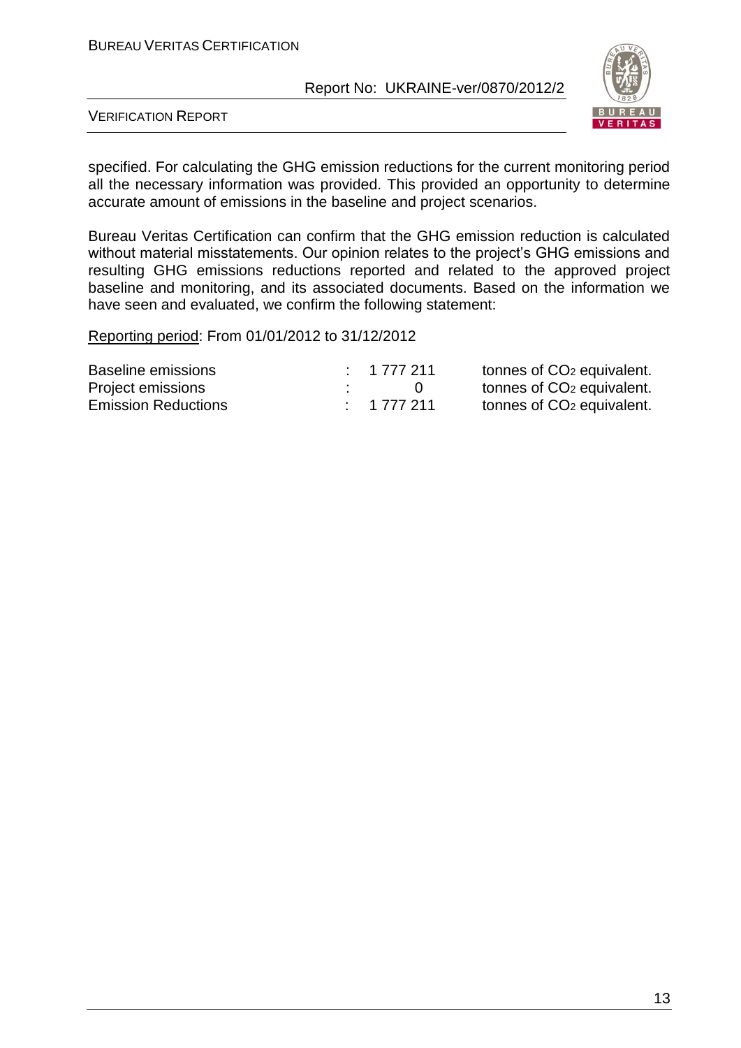specified. For calculating the GHG emission reductions for the current monitoring period all the necessary information was provided. This provided an opportunity to determine accurate amount of emissions in the baseline and project scenarios.

Bureau Veritas Certification can confirm that the GHG emission reduction is calculated without material misstatements. Our opinion relates to the project's GHG emissions and resulting GHG emissions reductions reported and related to the approved project baseline and monitoring, and its associated documents. Based on the information we have seen and evaluated, we confirm the following statement:

Reporting period: From 01/01/2012 to 31/12/2012

| | | | |
|---|---|---|---|
| Baseline emissions | : | 1 777 211 | tonnes of $CO_2$ equivalent. |
| Project emissions | : | 0 | tonnes of $CO_2$ equivalent. |
| Emission Reductions | : | 1 777 211 | tonnes of $CO_2$ equivalent. |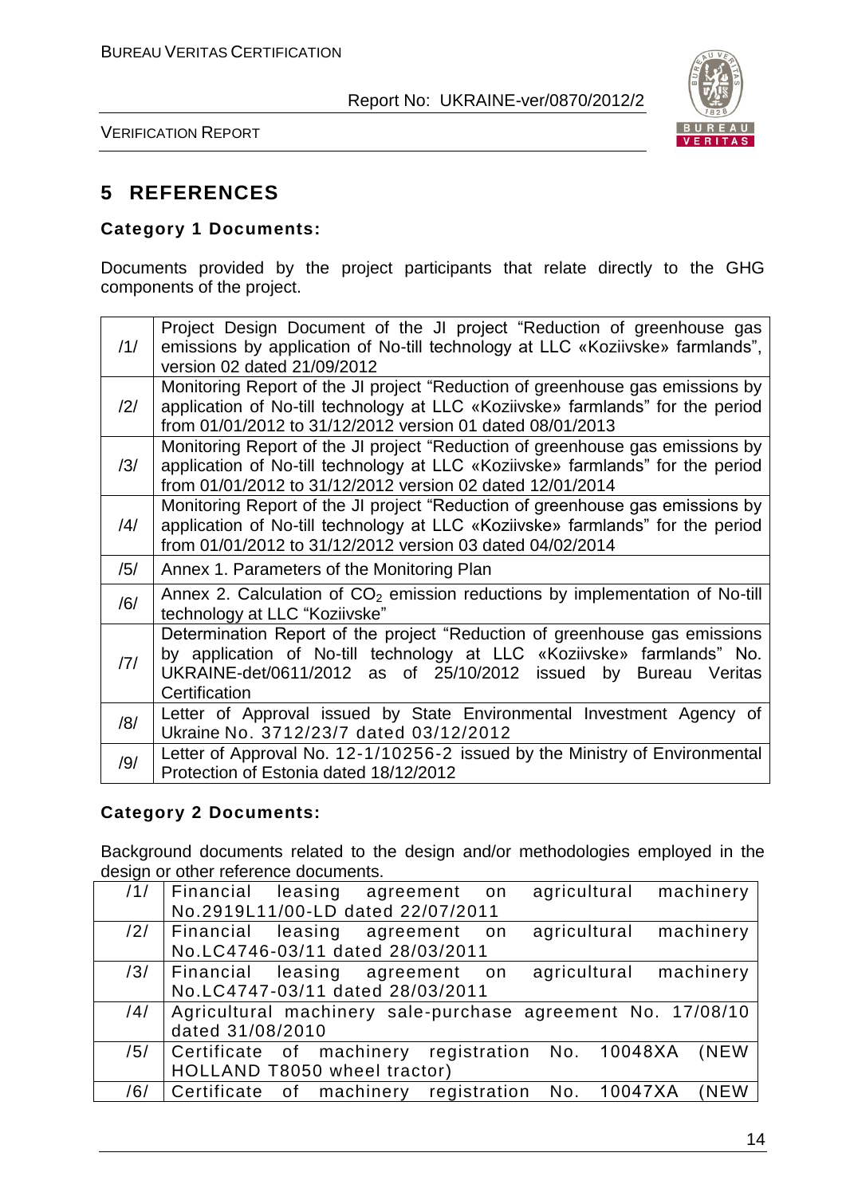# 5 REFERENCES

**Category 1 Documents:**

Documents provided by the project participants that relate directly to the GHG components of the project.

| | |
|---|---|
| /1/ | Project Design Document of the JI project "Reduction of greenhouse gas emissions by application of No-till technology at LLC «Koziivske» farmlands", version 02 dated 21/09/2012 |
| /2/ | Monitoring Report of the JI project "Reduction of greenhouse gas emissions by application of No-till technology at LLC «Koziivske» farmlands" for the period from 01/01/2012 to 31/12/2012 version 01 dated 08/01/2013 |
| /3/ | Monitoring Report of the JI project "Reduction of greenhouse gas emissions by application of No-till technology at LLC «Koziivske» farmlands" for the period from 01/01/2012 to 31/12/2012 version 02 dated 12/01/2014 |
| /4/ | Monitoring Report of the JI project "Reduction of greenhouse gas emissions by application of No-till technology at LLC «Koziivske» farmlands" for the period from 01/01/2012 to 31/12/2012 version 03 dated 04/02/2014 |
| /5/ | Annex 1. Parameters of the Monitoring Plan |
| /6/ | Annex 2. Calculation of $CO_2$ emission reductions by implementation of No-till technology at LLC "Koziivske" |
| /7/ | Determination Report of the project "Reduction of greenhouse gas emissions by application of No-till technology at LLC «Koziivske» farmlands" No. UKRAINE-det/0611/2012 as of 25/10/2012 issued by Bureau Veritas Certification |
| /8/ | Letter of Approval issued by State Environmental Investment Agency of Ukraine No. 3712/23/7 dated 03/12/2012 |
| /9/ | Letter of Approval No. 12-1/10256-2 issued by the Ministry of Environmental Protection of Estonia dated 18/12/2012 |

**Category 2 Documents:**

Background documents related to the design and/or methodologies employed in the design or other reference documents.

| | |
|---|---|
| /1/ | Financial leasing agreement on agricultural machinery No.2919L11/00-LD dated 22/07/2011 |
| /2/ | Financial leasing agreement on agricultural machinery No.LC4746-03/11 dated 28/03/2011 |
| /3/ | Financial leasing agreement on agricultural machinery No.LC4747-03/11 dated 28/03/2011 |
| /4/ | Agricultural machinery sale-purchase agreement No. 17/08/10 dated 31/08/2010 |
| /5/ | Certificate of machinery registration No. 10048XA (NEW HOLLAND T8050 wheel tractor) |
| /6/ | Certificate of machinery registration No. 10047XA (NEW |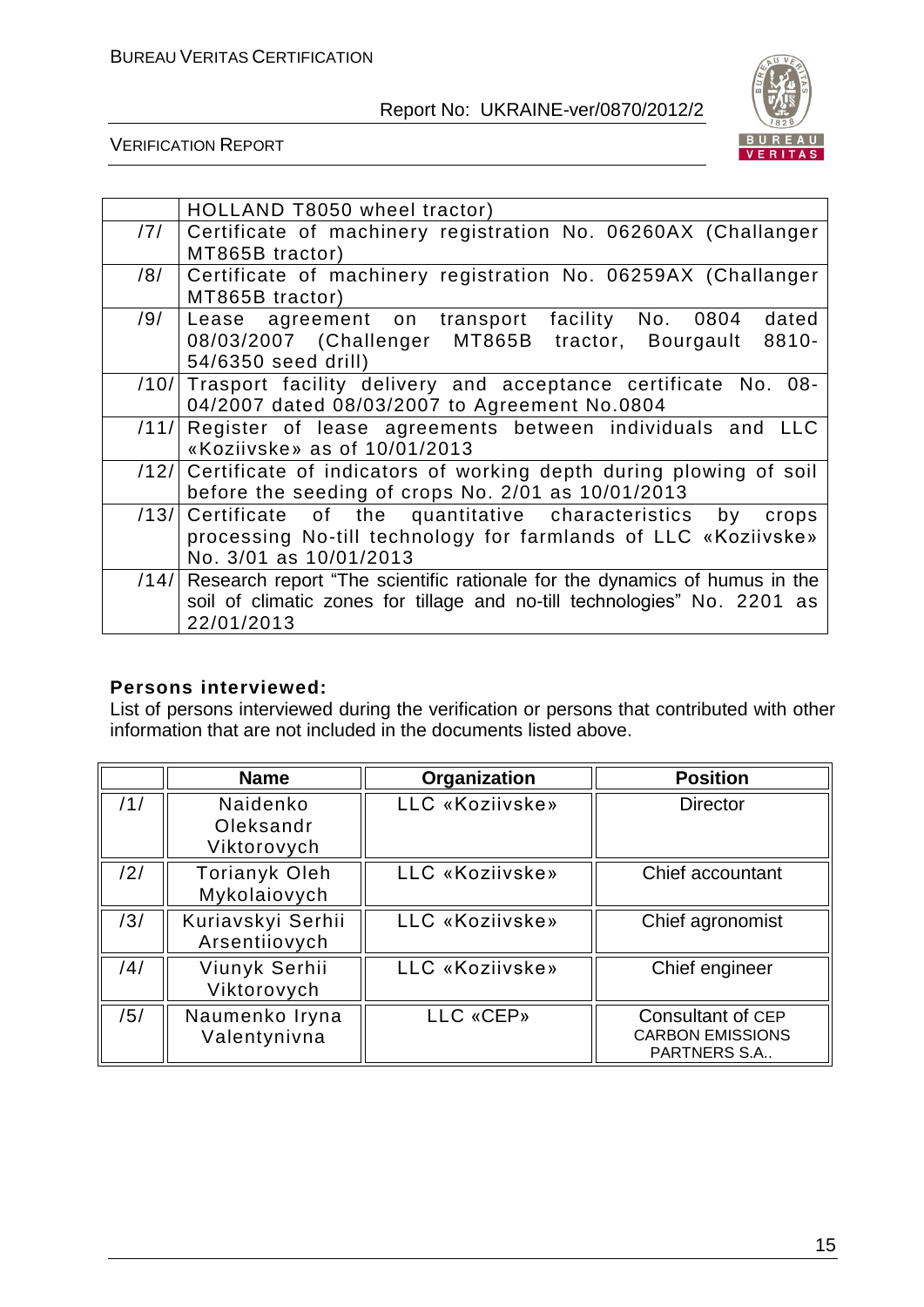|  | HOLLAND T8050 wheel tractor) |
|---|---|
| /7/ | Certificate of machinery registration No. 06260AX (Challanger MT865B tractor) |
| /8/ | Certificate of machinery registration No. 06259AX (Challanger MT865B tractor) |
| /9/ | Lease agreement on transport facility No. 0804 dated 08/03/2007 (Challenger MT865B tractor, Bourgault 8810-54/6350 seed drill) |
| /10/ | Trasport facility delivery and acceptance certificate No. 08-04/2007 dated 08/03/2007 to Agreement No.0804 |
| /11/ | Register of lease agreements between individuals and LLC «Koziivske» as of 10/01/2013 |
| /12/ | Certificate of indicators of working depth during plowing of soil before the seeding of crops No. 2/01 as 10/01/2013 |
| /13/ | Certificate of the quantitative characteristics by crops processing No-till technology for farmlands of LLC «Koziivske» No. 3/01 as 10/01/2013 |
| /14/ | Research report "The scientific rationale for the dynamics of humus in the soil of climatic zones for tillage and no-till technologies" No. 2201 as 22/01/2013 |

**Persons interviewed:**

List of persons interviewed during the verification or persons that contributed with other information that are not included in the documents listed above.

|  | Name | Organization | Position |
|---|---|---|---|
| /1/ | Naidenko Oleksandr Viktorovych | LLC «Koziivske» | Director |
| /2/ | Torianyk Oleh Mykolaiovych | LLC «Koziivske» | Chief accountant |
| /3/ | Kuriavskyi Serhii Arsentiiovych | LLC «Koziivske» | Chief agronomist |
| /4/ | Viunyk Serhii Viktorovych | LLC «Koziivske» | Chief engineer |
| /5/ | Naumenko Iryna Valentynivna | LLC «CEP» | Consultant of CEP CARBON EMISSIONS PARTNERS S.A.. |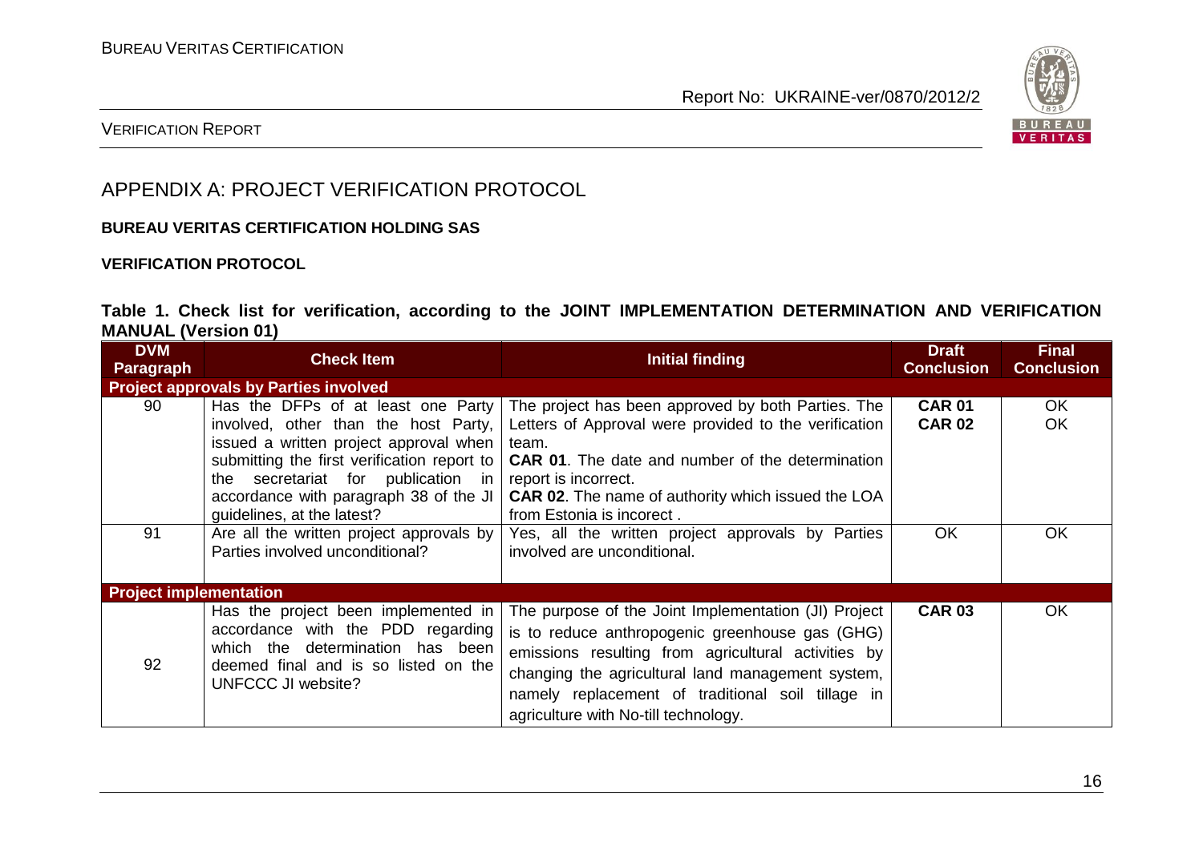# APPENDIX A: PROJECT VERIFICATION PROTOCOL

**BUREAU VERITAS CERTIFICATION HOLDING SAS**

**VERIFICATION PROTOCOL**

**Table 1. Check list for verification, according to the JOINT IMPLEMENTATION DETERMINATION AND VERIFICATION MANUAL (Version 01)**

| DVM Paragraph | Check Item | Initial finding | Draft Conclusion | Final Conclusion |
|---|---|---|---|---|
| **Project approvals by Parties involved** | | | | |
| 90 | Has the DFPs of at least one Party involved, other than the host Party, issued a written project approval when submitting the first verification report to the secretariat for publication in accordance with paragraph 38 of the JI guidelines, at the latest? | The project has been approved by both Parties. The Letters of Approval were provided to the verification team.<br>**CAR 01**. The date and number of the determination report is incorrect.<br>**CAR 02**. The name of authority which issued the LOA from Estonia is incorect . | **CAR 01**<br>**CAR 02** | OK<br>OK |
| 91 | Are all the written project approvals by Parties involved unconditional? | Yes, all the written project approvals by Parties involved are unconditional. | OK | OK |
| **Project implementation** | | | | |
| 92 | Has the project been implemented in accordance with the PDD regarding which the determination has been deemed final and is so listed on the UNFCCC JI website? | The purpose of the Joint Implementation (JI) Project is to reduce anthropogenic greenhouse gas (GHG) emissions resulting from agricultural activities by changing the agricultural land management system, namely replacement of traditional soil tillage in agriculture with No-till technology. | **CAR 03** | OK |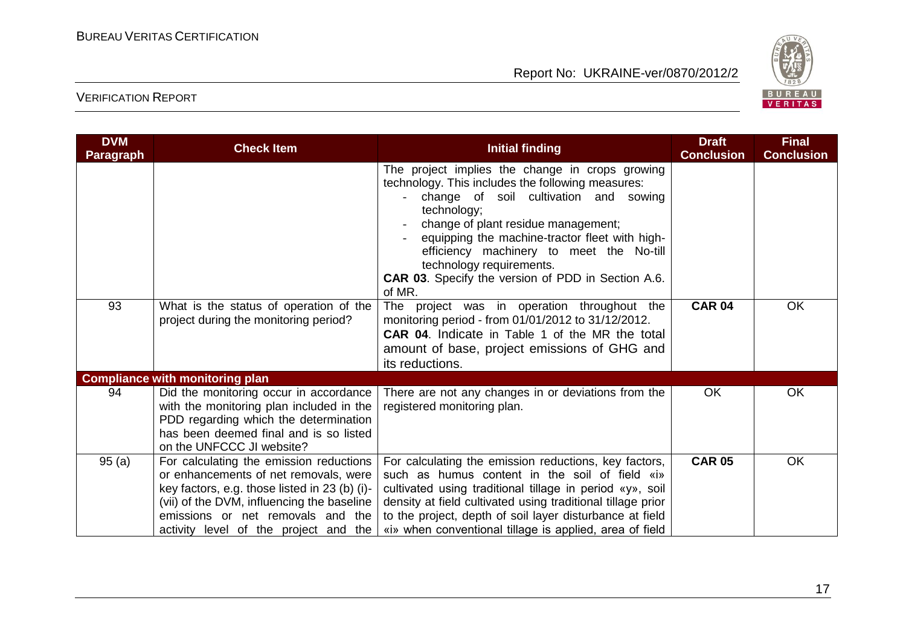| DVM Paragraph | Check Item | Initial finding | Draft Conclusion | Final Conclusion |
|---|---|---|---|---|
| | | The project implies the change in crops growing technology. This includes the following measures:<br>- change of soil cultivation and sowing technology;<br>- change of plant residue management;<br>- equipping the machine-tractor fleet with high-efficiency machinery to meet the No-till technology requirements.<br>**CAR 03**. Specify the version of PDD in Section A.6. of MR. | | |
| 93 | What is the status of operation of the project during the monitoring period? | The project was in operation throughout the monitoring period - from 01/01/2012 to 31/12/2012.<br>**CAR 04**. Indicate in Table 1 of the MR the total amount of base, project emissions of GHG and its reductions. | **CAR 04** | OK |
| **Compliance with monitoring plan** | | | | |
| 94 | Did the monitoring occur in accordance with the monitoring plan included in the PDD regarding which the determination has been deemed final and is so listed on the UNFCCC JI website? | There are not any changes in or deviations from the registered monitoring plan. | OK | OK |
| 95 (a) | For calculating the emission reductions or enhancements of net removals, were key factors, e.g. those listed in 23 (b) (i)-(vii) of the DVM, influencing the baseline emissions or net removals and the activity level of the project and the | For calculating the emission reductions, key factors, such as humus content in the soil of field «i» cultivated using traditional tillage in period «y», soil density at field cultivated using traditional tillage prior to the project, depth of soil layer disturbance at field «i» when conventional tillage is applied, area of field | **CAR 05** | OK |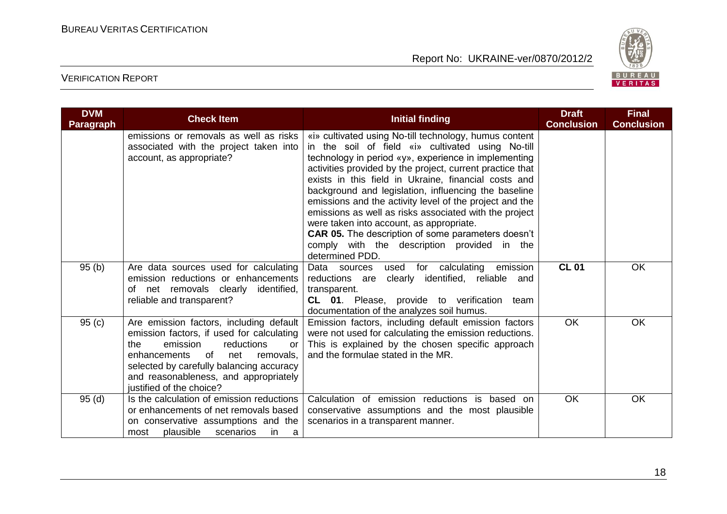| DVM Paragraph | Check Item | Initial finding | Draft Conclusion | Final Conclusion |
|---|---|---|---|---|
| | emissions or removals as well as risks associated with the project taken into account, as appropriate? | «i» cultivated using No-till technology, humus content in the soil of field «i» cultivated using No-till technology in period «y», experience in implementing activities provided by the project, current practice that exists in this field in Ukraine, financial costs and background and legislation, influencing the baseline emissions and the activity level of the project and the emissions as well as risks associated with the project were taken into account, as appropriate.<br>**CAR 05.** The description of some parameters doesn't comply with the description provided in the determined PDD. | | |
| 95 (b) | Are data sources used for calculating emission reductions or enhancements of net removals clearly identified, reliable and transparent? | Data sources used for calculating emission reductions are clearly identified, reliable and transparent.<br>**CL 01**. Please, provide to verification team documentation of the analyzes soil humus. | **CL 01** | OK |
| 95 (c) | Are emission factors, including default emission factors, if used for calculating the emission reductions or enhancements of net removals, selected by carefully balancing accuracy and reasonableness, and appropriately justified of the choice? | Emission factors, including default emission factors were not used for calculating the emission reductions. This is explained by the chosen specific approach and the formulae stated in the MR. | OK | OK |
| 95 (d) | Is the calculation of emission reductions or enhancements of net removals based on conservative assumptions and the most plausible scenarios in a | Calculation of emission reductions is based on conservative assumptions and the most plausible scenarios in a transparent manner. | OK | OK |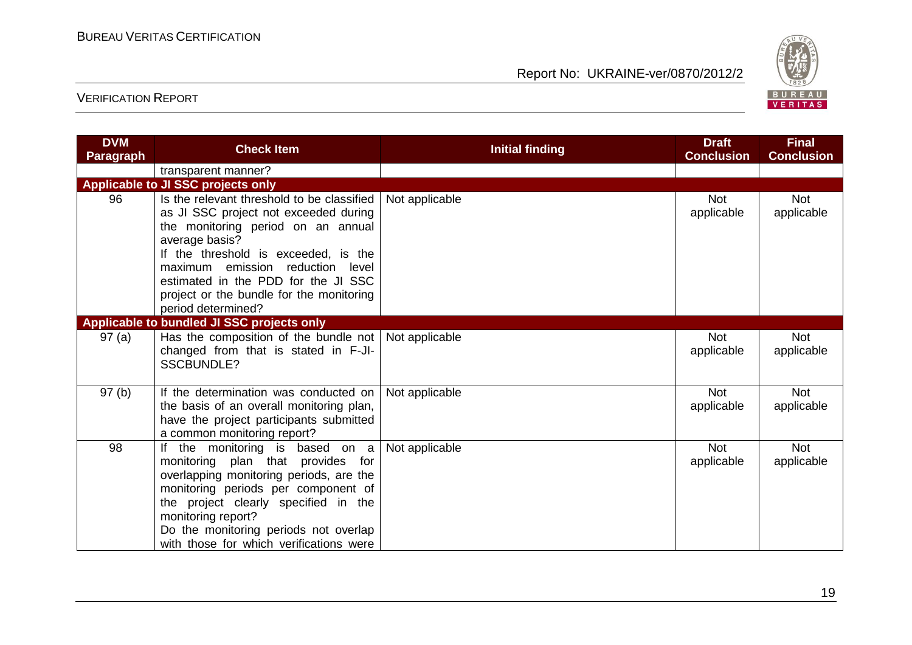| DVM Paragraph | Check Item | Initial finding | Draft Conclusion | Final Conclusion |
|---|---|---|---|---|
| | transparent manner? | | | |
| **Applicable to JI SSC projects only** | | | | |
| 96 | Is the relevant threshold to be classified as JI SSC project not exceeded during the monitoring period on an annual average basis?<br>If the threshold is exceeded, is the maximum emission reduction level estimated in the PDD for the JI SSC project or the bundle for the monitoring period determined? | Not applicable | Not applicable | Not applicable |
| **Applicable to bundled JI SSC projects only** | | | | |
| 97 (a) | Has the composition of the bundle not changed from that is stated in F-JI-SSCBUNDLE? | Not applicable | Not applicable | Not applicable |
| 97 (b) | If the determination was conducted on the basis of an overall monitoring plan, have the project participants submitted a common monitoring report? | Not applicable | Not applicable | Not applicable |
| 98 | If the monitoring is based on a monitoring plan that provides for overlapping monitoring periods, are the monitoring periods per component of the project clearly specified in the monitoring report?<br>Do the monitoring periods not overlap with those for which verifications were | Not applicable | Not applicable | Not applicable |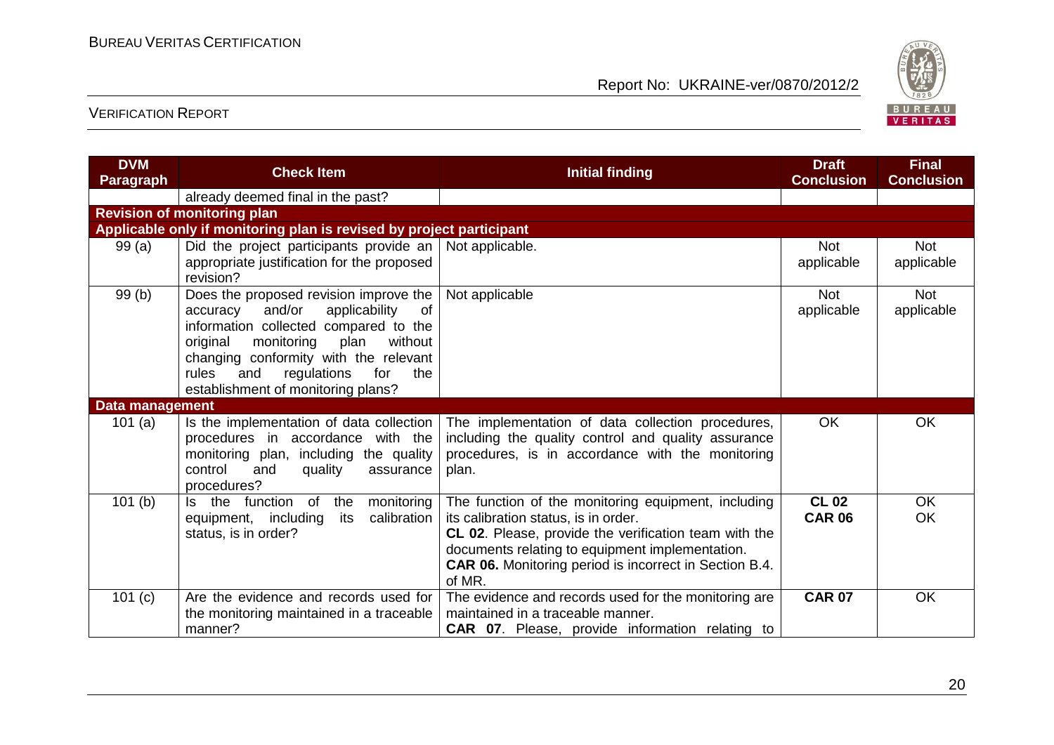| DVM Paragraph | Check Item | Initial finding | Draft Conclusion | Final Conclusion |
|---|---|---|---|---|
| | already deemed final in the past? | | | |
| **Revision of monitoring plan** | | | | |
| **Applicable only if monitoring plan is revised by project participant** | | | | |
| 99 (a) | Did the project participants provide an appropriate justification for the proposed revision? | Not applicable. | Not applicable | Not applicable |
| 99 (b) | Does the proposed revision improve the accuracy and/or applicability of information collected compared to the original monitoring plan without changing conformity with the relevant rules and regulations for the establishment of monitoring plans? | Not applicable | Not applicable | Not applicable |
| **Data management** | | | | |
| 101 (a) | Is the implementation of data collection procedures in accordance with the monitoring plan, including the quality control and quality assurance procedures? | The implementation of data collection procedures, including the quality control and quality assurance procedures, is in accordance with the monitoring plan. | OK | OK |
| 101 (b) | Is the function of the monitoring equipment, including its calibration status, is in order? | The function of the monitoring equipment, including its calibration status, is in order. **CL 02**. Please, provide the verification team with the documents relating to equipment implementation. **CAR 06.** Monitoring period is incorrect in Section B.4. of MR. | **CL 02** **CAR 06** | OK OK |
| 101 (c) | Are the evidence and records used for the monitoring maintained in a traceable manner? | The evidence and records used for the monitoring are maintained in a traceable manner. **CAR 07**. Please, provide information relating to | **CAR 07** | OK |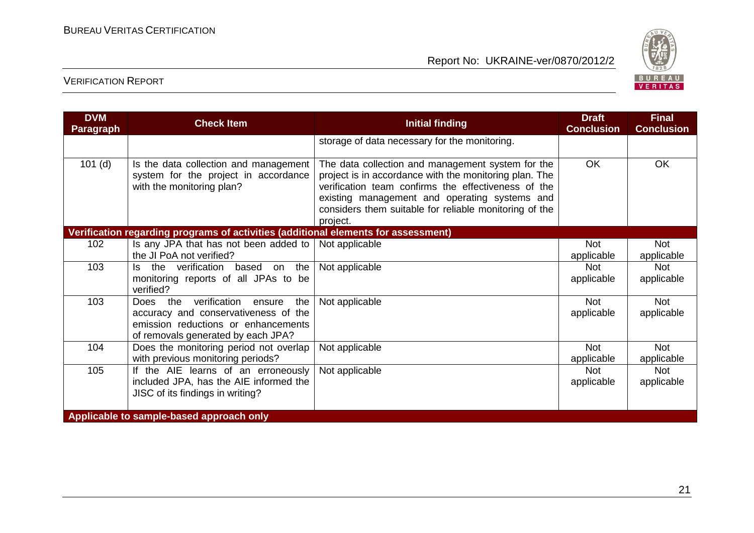| DVM Paragraph | Check Item | Initial finding | Draft Conclusion | Final Conclusion |
|---|---|---|---|---|
| | | storage of data necessary for the monitoring. | | |
| 101 (d) | Is the data collection and management system for the project in accordance with the monitoring plan? | The data collection and management system for the project is in accordance with the monitoring plan. The verification team confirms the effectiveness of the existing management and operating systems and considers them suitable for reliable monitoring of the project. | OK | OK |
| **Verification regarding programs of activities (additional elements for assessment)** | | | | |
| 102 | Is any JPA that has not been added to the JI PoA not verified? | Not applicable | Not applicable | Not applicable |
| 103 | Is the verification based on the monitoring reports of all JPAs to be verified? | Not applicable | Not applicable | Not applicable |
| 103 | Does the verification ensure the accuracy and conservativeness of the emission reductions or enhancements of removals generated by each JPA? | Not applicable | Not applicable | Not applicable |
| 104 | Does the monitoring period not overlap with previous monitoring periods? | Not applicable | Not applicable | Not applicable |
| 105 | If the AIE learns of an erroneously included JPA, has the AIE informed the JISC of its findings in writing? | Not applicable | Not applicable | Not applicable |
| **Applicable to sample-based approach only** | | | | |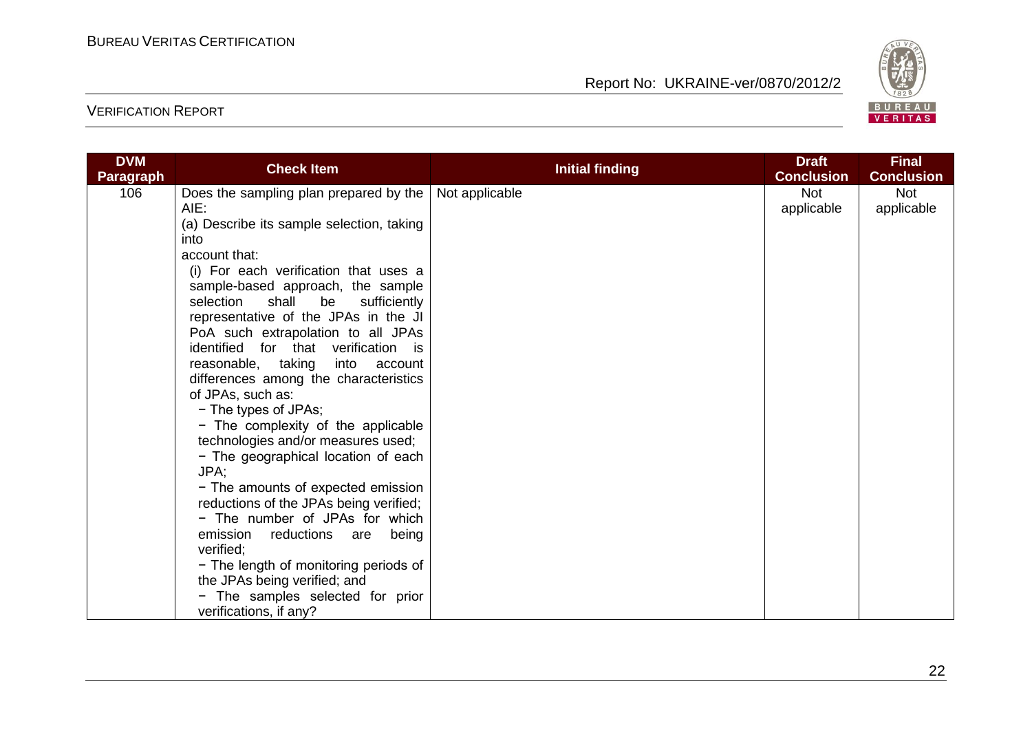| DVM Paragraph | Check Item | Initial finding | Draft Conclusion | Final Conclusion |
|---|---|---|---|---|
| 106 | Does the sampling plan prepared by the AIE:<br>(a) Describe its sample selection, taking into account that:<br>(i) For each verification that uses a sample-based approach, the sample selection shall be sufficiently representative of the JPAs in the JI PoA such extrapolation to all JPAs identified for that verification is reasonable, taking into account differences among the characteristics of JPAs, such as:<br>− The types of JPAs;<br>− The complexity of the applicable technologies and/or measures used;<br>− The geographical location of each JPA;<br>− The amounts of expected emission reductions of the JPAs being verified;<br>− The number of JPAs for which emission reductions are being verified;<br>− The length of monitoring periods of the JPAs being verified; and<br>− The samples selected for prior verifications, if any? | Not applicable | Not applicable | Not applicable |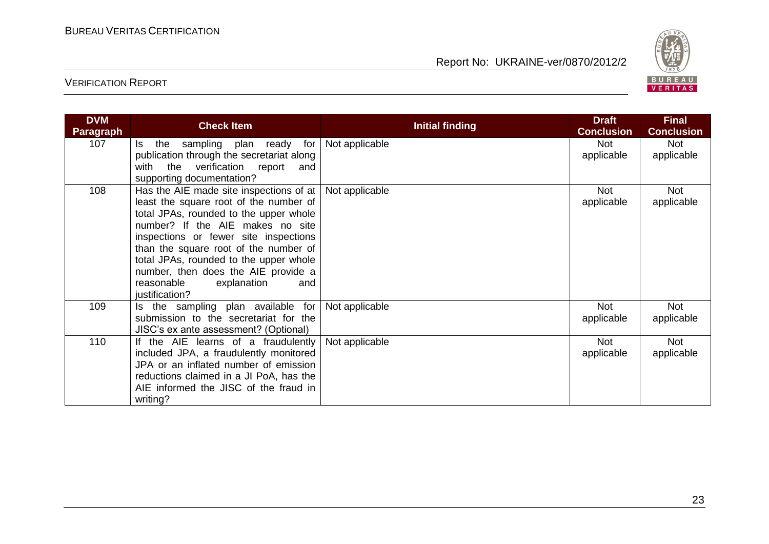| DVM Paragraph | Check Item | Initial finding | Draft Conclusion | Final Conclusion |
|---|---|---|---|---|
| 107 | Is the sampling plan ready for publication through the secretariat along with the verification report and supporting documentation? | Not applicable | Not applicable | Not applicable |
| 108 | Has the AIE made site inspections of at least the square root of the number of total JPAs, rounded to the upper whole number? If the AIE makes no site inspections or fewer site inspections than the square root of the number of total JPAs, rounded to the upper whole number, then does the AIE provide a reasonable explanation and justification? | Not applicable | Not applicable | Not applicable |
| 109 | Is the sampling plan available for submission to the secretariat for the JISC's ex ante assessment? (Optional) | Not applicable | Not applicable | Not applicable |
| 110 | If the AIE learns of a fraudulently included JPA, a fraudulently monitored JPA or an inflated number of emission reductions claimed in a JI PoA, has the AIE informed the JISC of the fraud in writing? | Not applicable | Not applicable | Not applicable |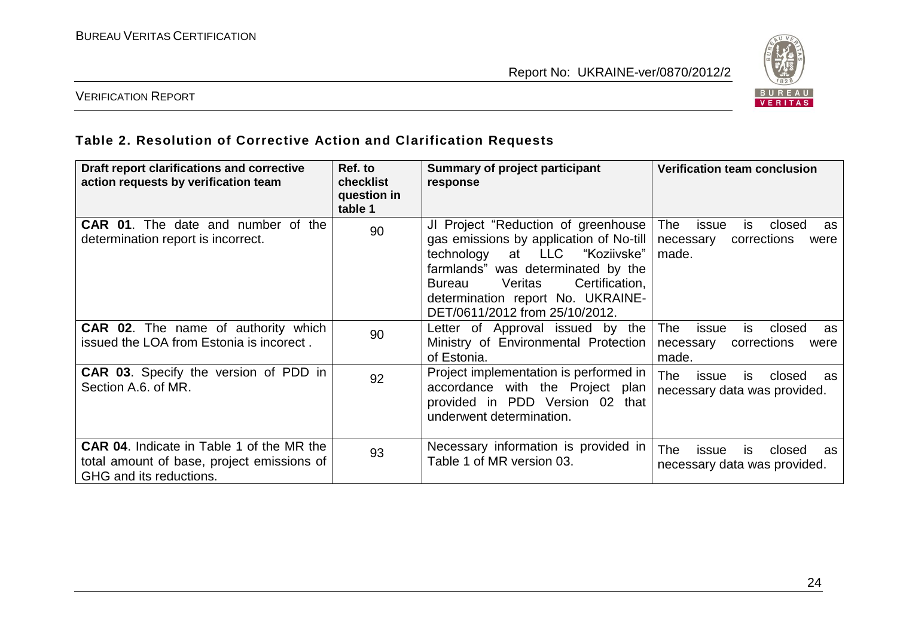### Table 2. Resolution of Corrective Action and Clarification Requests

| Draft report clarifications and corrective action requests by verification team | Ref. to checklist question in table 1 | Summary of project participant response | Verification team conclusion |
|---|---|---|---|
| **CAR 01**. The date and number of the determination report is incorrect. | 90 | JI Project "Reduction of greenhouse gas emissions by application of No-till technology at LLC "Koziivske" farmlands" was determined by the Bureau Veritas Certification, determination report No. UKRAINE-DET/0611/2012 from 25/10/2012. | The issue is closed as necessary corrections were made. |
| **CAR 02**. The name of authority which issued the LOA from Estonia is incorect . | 90 | Letter of Approval issued by the Ministry of Environmental Protection of Estonia. | The issue is closed as necessary corrections were made. |
| **CAR 03**. Specify the version of PDD in Section A.6. of MR. | 92 | Project implementation is performed in accordance with the Project plan provided in PDD Version 02 that underwent determination. | The issue is closed as necessary data was provided. |
| **CAR 04**. Indicate in Table 1 of the MR the total amount of base, project emissions of GHG and its reductions. | 93 | Necessary information is provided in Table 1 of MR version 03. | The issue is closed as necessary data was provided. |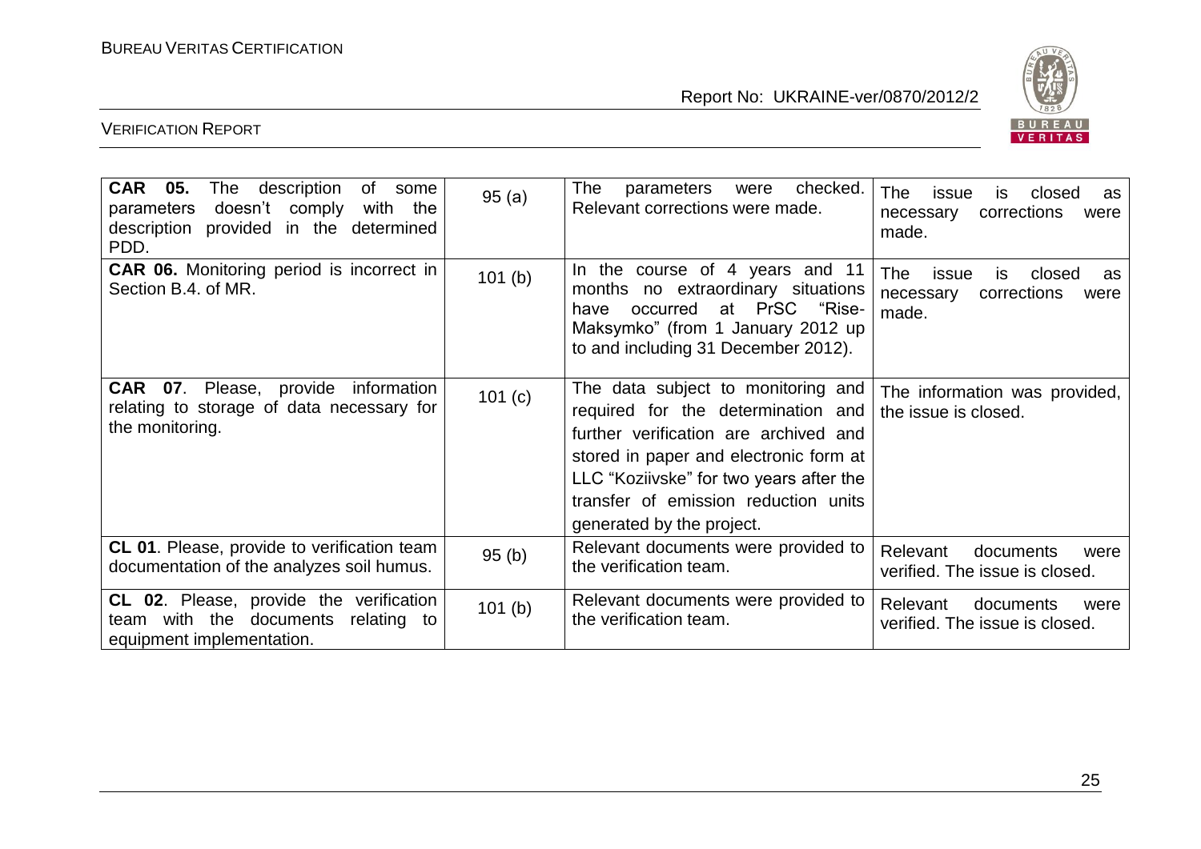| | | | |
|---|---|---|---|
| **CAR 05.** The description of some parameters doesn't comply with the description provided in the determined PDD. | 95 (a) | The parameters were checked. Relevant corrections were made. | The issue is closed as necessary corrections were made. |
| **CAR 06.** Monitoring period is incorrect in Section B.4. of MR. | 101 (b) | In the course of 4 years and 11 months no extraordinary situations have occurred at PrSC "Rise-Maksymko" (from 1 January 2012 up to and including 31 December 2012). | The issue is closed as necessary corrections were made. |
| **CAR 07**. Please, provide information relating to storage of data necessary for the monitoring. | 101 (c) | The data subject to monitoring and required for the determination and further verification are archived and stored in paper and electronic form at LLC "Koziivske" for two years after the transfer of emission reduction units generated by the project. | The information was provided, the issue is closed. |
| **CL 01**. Please, provide to verification team documentation of the analyzes soil humus. | 95 (b) | Relevant documents were provided to the verification team. | Relevant documents were verified. The issue is closed. |
| **CL 02**. Please, provide the verification team with the documents relating to equipment implementation. | 101 (b) | Relevant documents were provided to the verification team. | Relevant documents were verified. The issue is closed. |